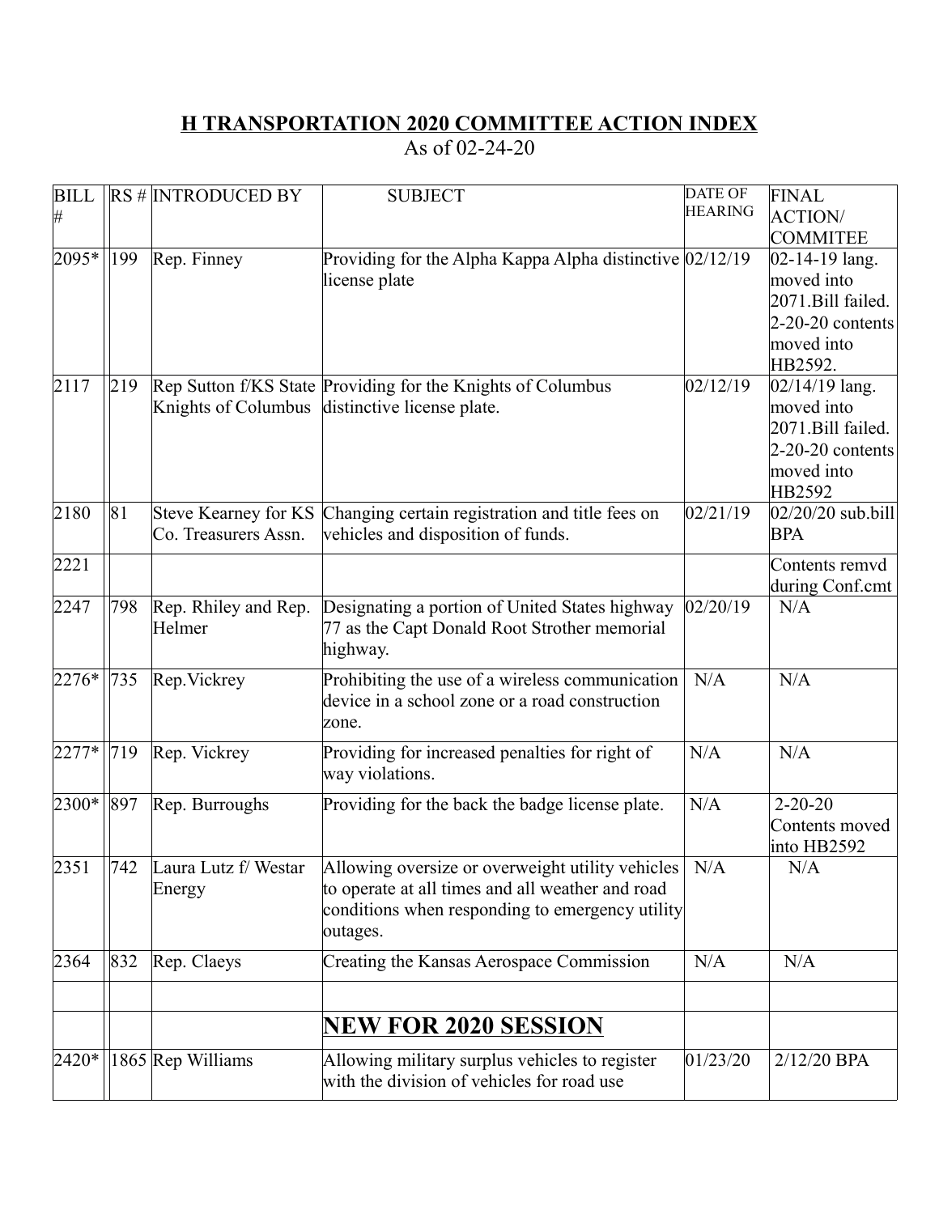# H TRANSPORTATION 2020 COMMITTEE ACTION INDEX

As of 02-24-20

| BILL # | RS # | INTRODUCED BY | SUBJECT | DATE OF HEARING | FINAL ACTION/ COMMITEE |
|---|---|---|---|---|---|
| 2095* | 199 | Rep. Finney | Providing for the Alpha Kappa Alpha distinctive license plate | 02/12/19 | 02-14-19 lang. moved into 2071.Bill failed. 2-20-20 contents moved into HB2592. |
| 2117 | 219 | Rep Sutton f/KS State Knights of Columbus | Providing for the Knights of Columbus distinctive license plate. | 02/12/19 | 02/14/19 lang. moved into 2071.Bill failed. 2-20-20 contents moved into HB2592 |
| 2180 | 81 | Steve Kearney for KS Co. Treasurers Assn. | Changing certain registration and title fees on vehicles and disposition of funds. | 02/21/19 | 02/20/20 sub.bill BPA |
| 2221 | | | | | Contents remvd during Conf.cmt |
| 2247 | 798 | Rep. Rhiley and Rep. Helmer | Designating a portion of United States highway 77 as the Capt Donald Root Strother memorial highway. | 02/20/19 | N/A |
| 2276* | 735 | Rep.Vickrey | Prohibiting the use of a wireless communication device in a school zone or a road construction zone. | N/A | N/A |
| 2277* | 719 | Rep. Vickrey | Providing for increased penalties for right of way violations. | N/A | N/A |
| 2300* | 897 | Rep. Burroughs | Providing for the back the badge license plate. | N/A | 2-20-20 Contents moved into HB2592 |
| 2351 | 742 | Laura Lutz f/ Westar Energy | Allowing oversize or overweight utility vehicles to operate at all times and all weather and road conditions when responding to emergency utility outages. | N/A | N/A |
| 2364 | 832 | Rep. Claeys | Creating the Kansas Aerospace Commission | N/A | N/A |
| | | | | | |
| | | | **NEW FOR 2020 SESSION** | | |
| 2420* | 1865 | Rep Williams | Allowing military surplus vehicles to register with the division of vehicles for road use | 01/23/20 | 2/12/20 BPA |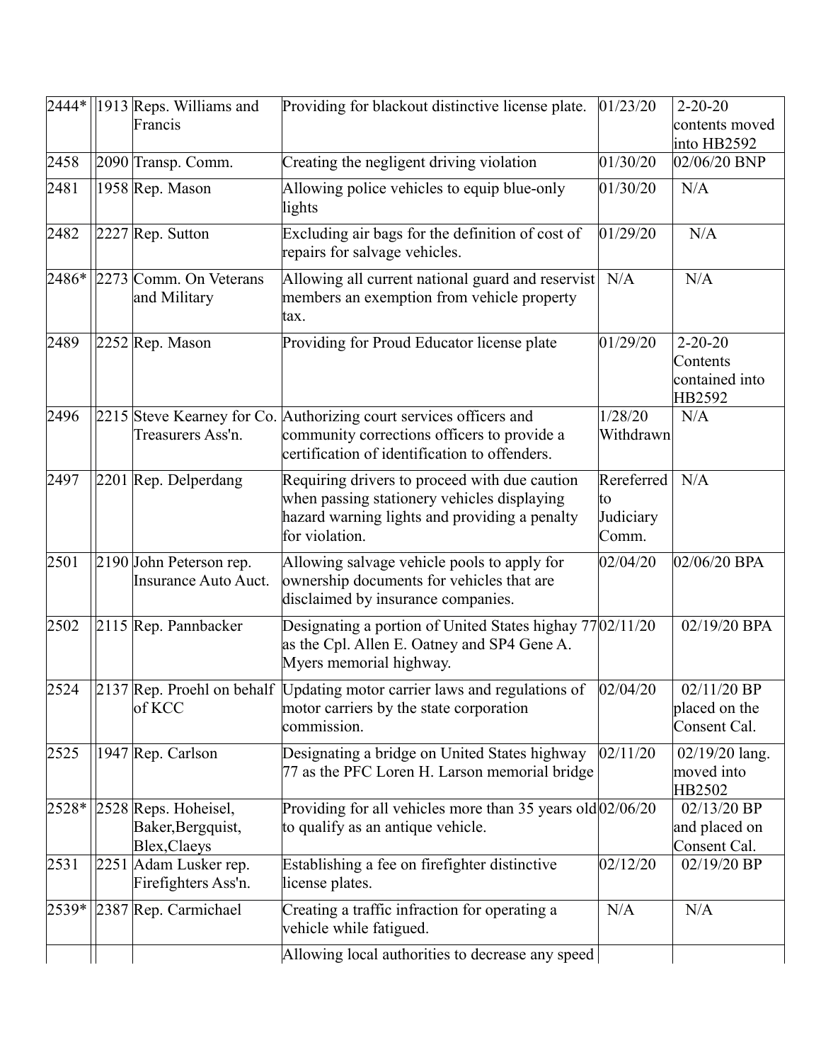| 2444* | 1913 | Reps. Williams and Francis | Providing for blackout distinctive license plate. | 01/23/20 | 2-20-20 contents moved into HB2592 |
|---|---|---|---|---|---|
| 2458 | 2090 | Transp. Comm. | Creating the negligent driving violation | 01/30/20 | 02/06/20 BNP |
| 2481 | 1958 | Rep. Mason | Allowing police vehicles to equip blue-only lights | 01/30/20 | N/A |
| 2482 | 2227 | Rep. Sutton | Excluding air bags for the definition of cost of repairs for salvage vehicles. | 01/29/20 | N/A |
| 2486* | 2273 | Comm. On Veterans and Military | Allowing all current national guard and reservist members an exemption from vehicle property tax. | N/A | N/A |
| 2489 | 2252 | Rep. Mason | Providing for Proud Educator license plate | 01/29/20 | 2-20-20 Contents contained into HB2592 |
| 2496 | 2215 | Steve Kearney for Co. Treasurers Ass'n. | Authorizing court services officers and community corrections officers to provide a certification of identification to offenders. | 1/28/20 Withdrawn | N/A |
| 2497 | 2201 | Rep. Delperdang | Requiring drivers to proceed with due caution when passing stationery vehicles displaying hazard warning lights and providing a penalty for violation. | Rereferred to Judiciary Comm. | N/A |
| 2501 | 2190 | John Peterson rep. Insurance Auto Auct. | Allowing salvage vehicle pools to apply for ownership documents for vehicles that are disclaimed by insurance companies. | 02/04/20 | 02/06/20 BPA |
| 2502 | 2115 | Rep. Pannbacker | Designating a portion of United States highay 77 as the Cpl. Allen E. Oatney and SP4 Gene A. Myers memorial highway. | 02/11/20 | 02/19/20 BPA |
| 2524 | 2137 | Rep. Proehl on behalf of KCC | Updating motor carrier laws and regulations of motor carriers by the state corporation commission. | 02/04/20 | 02/11/20 BP placed on the Consent Cal. |
| 2525 | 1947 | Rep. Carlson | Designating a bridge on United States highway 77 as the PFC Loren H. Larson memorial bridge | 02/11/20 | 02/19/20 lang. moved into HB2502 |
| 2528* | 2528 | Reps. Hoheisel, Baker,Bergquist, Blex,Claeys | Providing for all vehicles more than 35 years old to qualify as an antique vehicle. | 02/06/20 | 02/13/20 BP and placed on Consent Cal. |
| 2531 | 2251 | Adam Lusker rep. Firefighters Ass'n. | Establishing a fee on firefighter distinctive license plates. | 02/12/20 | 02/19/20 BP |
| 2539* | 2387 | Rep. Carmichael | Creating a traffic infraction for operating a vehicle while fatigued. | N/A | N/A |
| | | | Allowing local authorities to decrease any speed | | |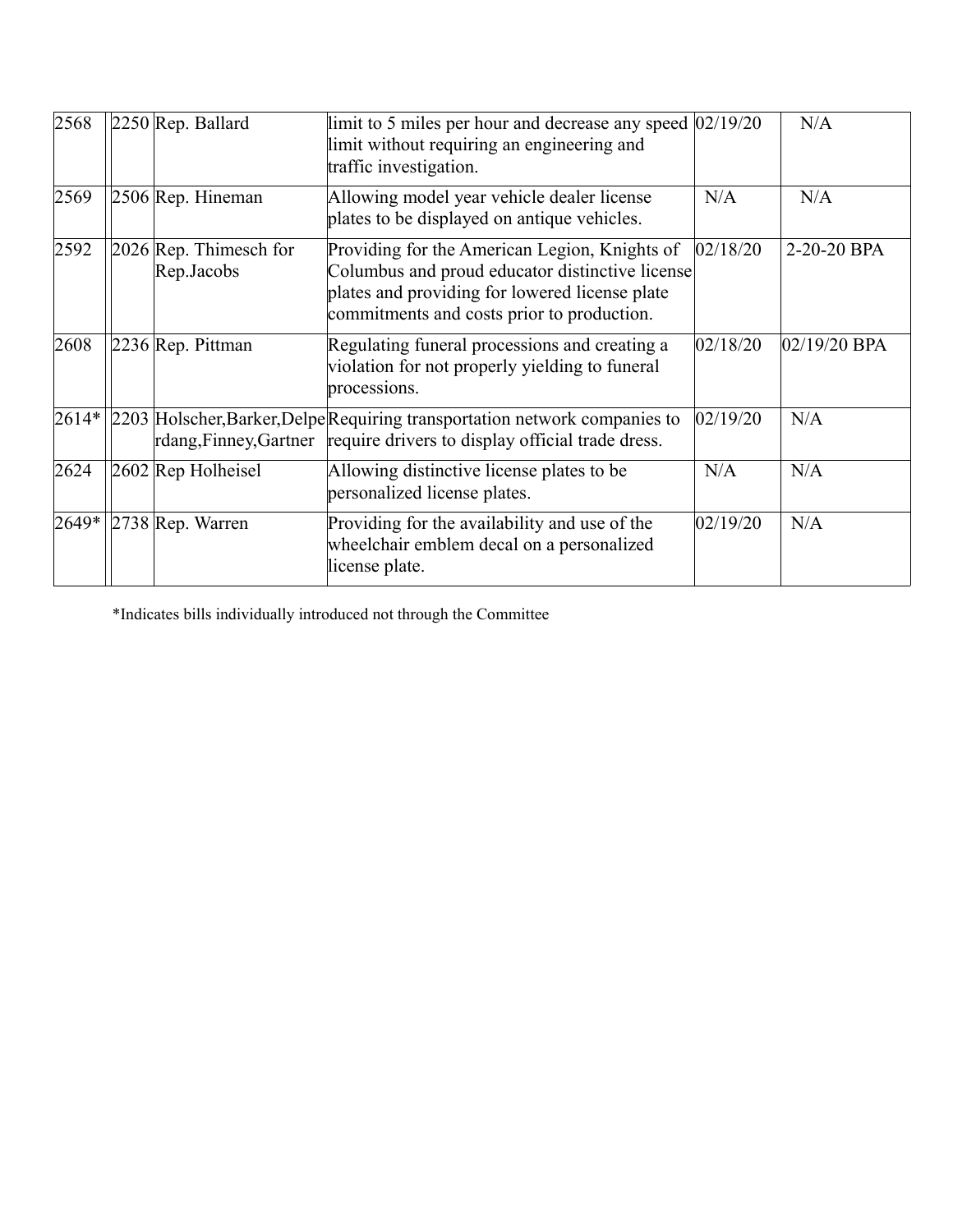| | | | | | |
|---|---|---|---|---|---|
| 2568 | 2250 | Rep. Ballard | limit to 5 miles per hour and decrease any speed limit without requiring an engineering and traffic investigation. | 02/19/20 | N/A |
| 2569 | 2506 | Rep. Hineman | Allowing model year vehicle dealer license plates to be displayed on antique vehicles. | N/A | N/A |
| 2592 | 2026 | Rep. Thimesch for Rep.Jacobs | Providing for the American Legion, Knights of Columbus and proud educator distinctive license plates and providing for lowered license plate commitments and costs prior to production. | 02/18/20 | 2-20-20 BPA |
| 2608 | 2236 | Rep. Pittman | Regulating funeral processions and creating a violation for not properly yielding to funeral processions. | 02/18/20 | 02/19/20 BPA |
| 2614* | 2203 | Holscher,Barker,Delperdang,Finney,Gartner | Requiring transportation network companies to require drivers to display official trade dress. | 02/19/20 | N/A |
| 2624 | 2602 | Rep Holheisel | Allowing distinctive license plates to be personalized license plates. | N/A | N/A |
| 2649* | 2738 | Rep. Warren | Providing for the availability and use of the wheelchair emblem decal on a personalized license plate. | 02/19/20 | N/A |

*Indicates bills individually introduced not through the Committee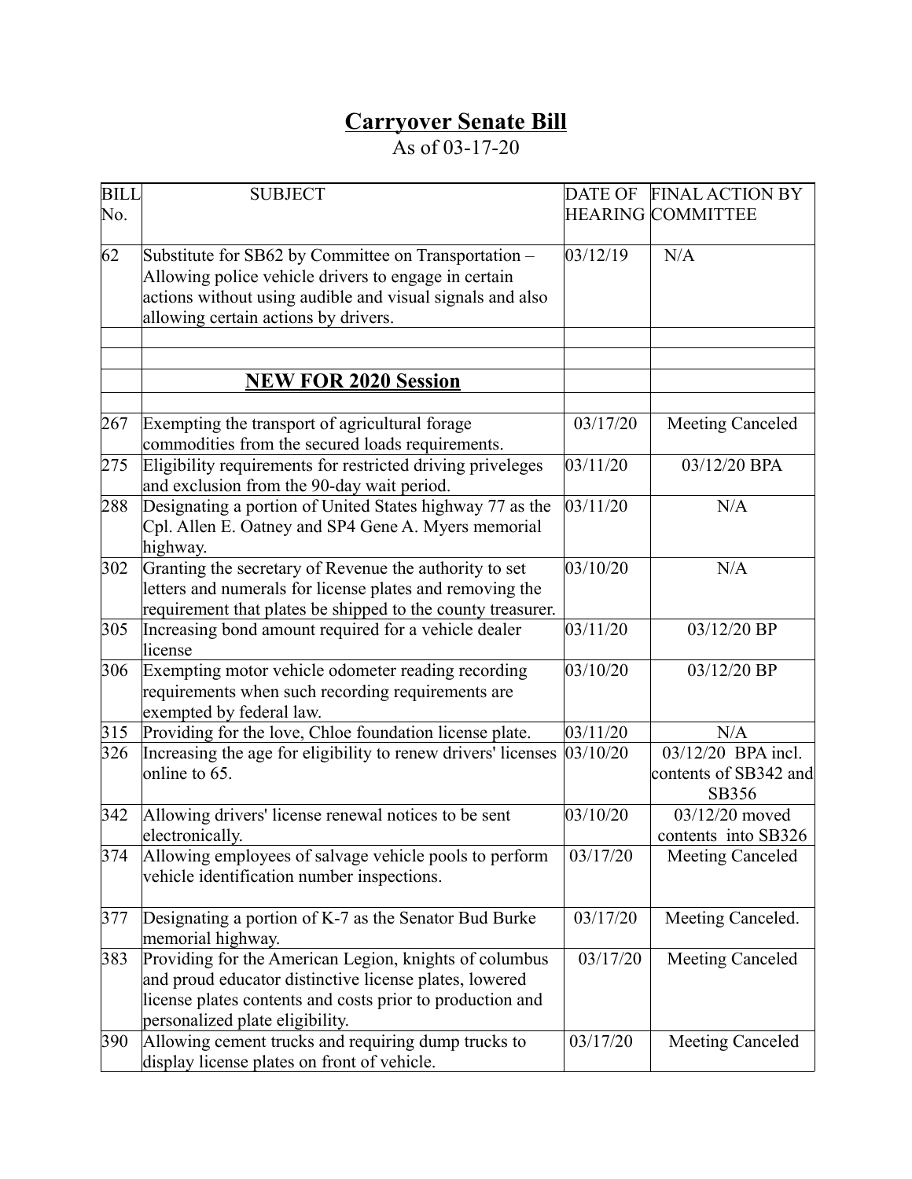# **Carryover Senate Bill**

As of 03-17-20

| BILL No. | SUBJECT | DATE OF HEARING | FINAL ACTION BY COMMITTEE |
|---|---|---|---|
| 62 | Substitute for SB62 by Committee on Transportation – Allowing police vehicle drivers to engage in certain actions without using audible and visual signals and also allowing certain actions by drivers. | 03/12/19 | N/A |
| | | | |
| | | | |
| | **NEW FOR 2020 Session** | | |
| | | | |
| 267 | Exempting the transport of agricultural forage commodities from the secured loads requirements. | 03/17/20 | Meeting Canceled |
| 275 | Eligibility requirements for restricted driving priveleges and exclusion from the 90-day wait period. | 03/11/20 | 03/12/20 BPA |
| 288 | Designating a portion of United States highway 77 as the Cpl. Allen E. Oatney and SP4 Gene A. Myers memorial highway. | 03/11/20 | N/A |
| 302 | Granting the secretary of Revenue the authority to set letters and numerals for license plates and removing the requirement that plates be shipped to the county treasurer. | 03/10/20 | N/A |
| 305 | Increasing bond amount required for a vehicle dealer license | 03/11/20 | 03/12/20 BP |
| 306 | Exempting motor vehicle odometer reading recording requirements when such recording requirements are exempted by federal law. | 03/10/20 | 03/12/20 BP |
| 315 | Providing for the love, Chloe foundation license plate. | 03/11/20 | N/A |
| 326 | Increasing the age for eligibility to renew drivers' licenses online to 65. | 03/10/20 | 03/12/20 BPA incl. contents of SB342 and SB356 |
| 342 | Allowing drivers' license renewal notices to be sent electronically. | 03/10/20 | 03/12/20 moved contents into SB326 |
| 374 | Allowing employees of salvage vehicle pools to perform vehicle identification number inspections. | 03/17/20 | Meeting Canceled |
| 377 | Designating a portion of K-7 as the Senator Bud Burke memorial highway. | 03/17/20 | Meeting Canceled. |
| 383 | Providing for the American Legion, knights of columbus and proud educator distinctive license plates, lowered license plates contents and costs prior to production and personalized plate eligibility. | 03/17/20 | Meeting Canceled |
| 390 | Allowing cement trucks and requiring dump trucks to display license plates on front of vehicle. | 03/17/20 | Meeting Canceled |